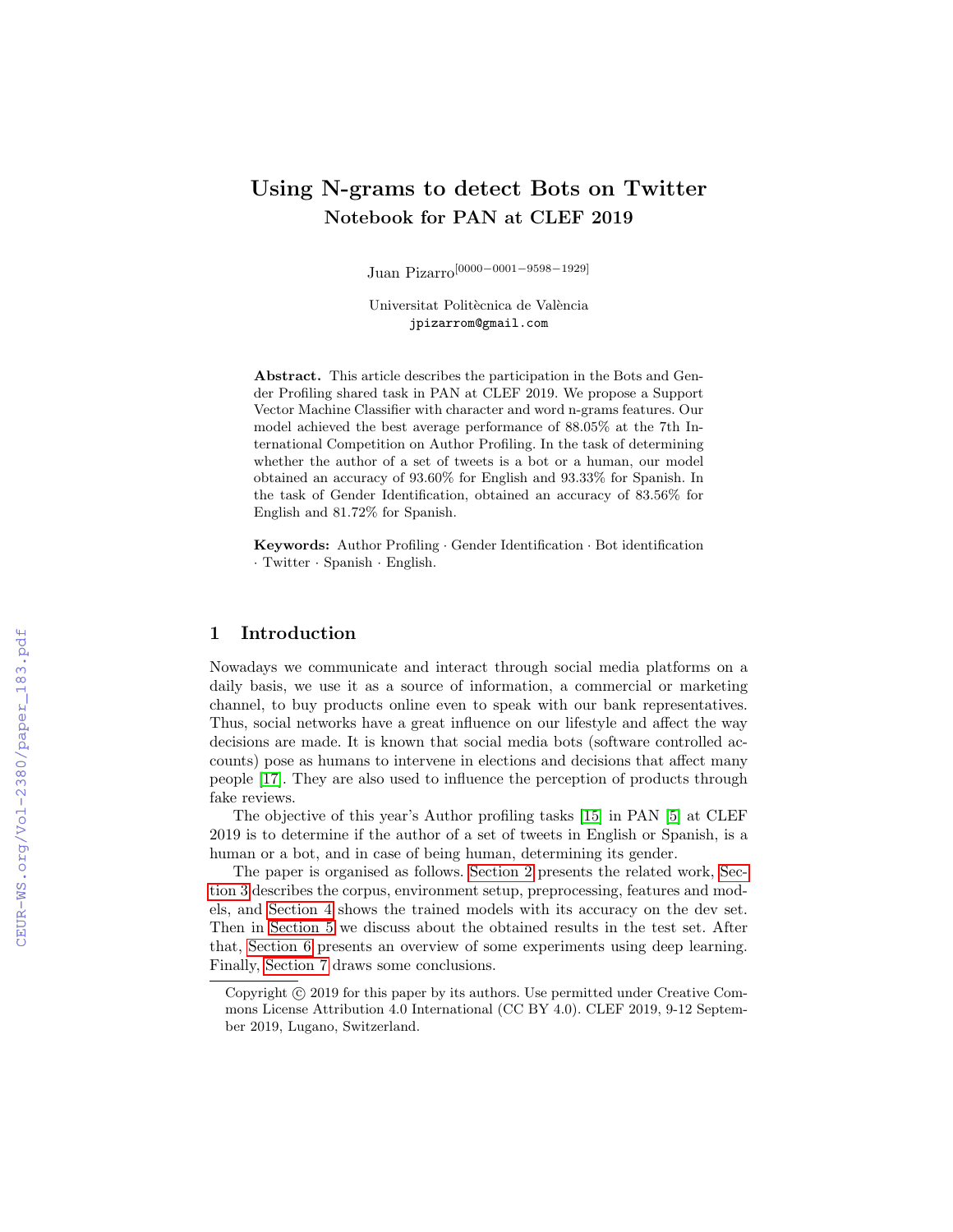# Using N-grams to detect Bots on Twitter

## Notebook for PAN at CLEF 2019

Juan Pizarro[0000-0001-9598-1929]

Universitat Politècnica de València
jpizarrom@gmail.com

**Abstract.** This article describes the participation in the Bots and Gender Profiling shared task in PAN at CLEF 2019. We propose a Support Vector Machine Classifier with character and word n-grams features. Our model achieved the best average performance of 88.05% at the 7th International Competition on Author Profiling. In the task of determining whether the author of a set of tweets is a bot or a human, our model obtained an accuracy of 93.60% for English and 93.33% for Spanish. In the task of Gender Identification, obtained an accuracy of 83.56% for English and 81.72% for Spanish.

**Keywords:** Author Profiling · Gender Identification · Bot identification · Twitter · Spanish · English.

## 1 Introduction

Nowadays we communicate and interact through social media platforms on a daily basis, we use it as a source of information, a commercial or marketing channel, to buy products online even to speak with our bank representatives. Thus, social networks have a great influence on our lifestyle and affect the way decisions are made. It is known that social media bots (software controlled accounts) pose as humans to intervene in elections and decisions that affect many people [17]. They are also used to influence the perception of products through fake reviews.

The objective of this year's Author profiling tasks [15] in PAN [5] at CLEF 2019 is to determine if the author of a set of tweets in English or Spanish, is a human or a bot, and in case of being human, determining its gender.

The paper is organised as follows. Section 2 presents the related work, Section 3 describes the corpus, environment setup, preprocessing, features and models, and Section 4 shows the trained models with its accuracy on the dev set. Then in Section 5 we discuss about the obtained results in the test set. After that, Section 6 presents an overview of some experiments using deep learning. Finally, Section 7 draws some conclusions.

Copyright © 2019 for this paper by its authors. Use permitted under Creative Commons License Attribution 4.0 International (CC BY 4.0). CLEF 2019, 9-12 September 2019, Lugano, Switzerland.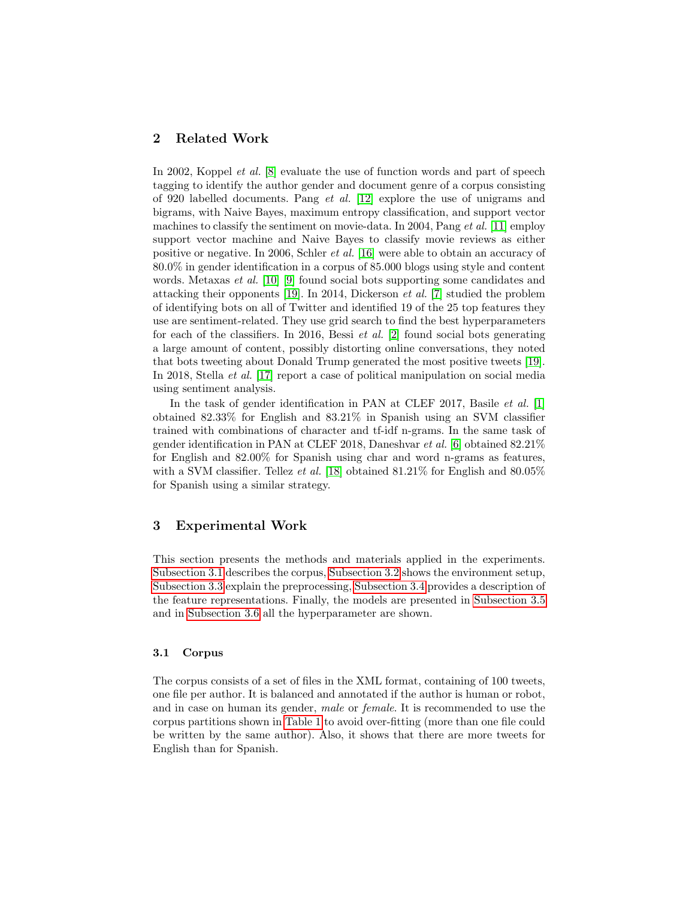## 2 Related Work

In 2002, Koppel *et al.* [8] evaluate the use of function words and part of speech tagging to identify the author gender and document genre of a corpus consisting of 920 labelled documents. Pang *et al.* [12] explore the use of unigrams and bigrams, with Naive Bayes, maximum entropy classification, and support vector machines to classify the sentiment on movie-data. In 2004, Pang *et al.* [11] employ support vector machine and Naive Bayes to classify movie reviews as either positive or negative. In 2006, Schler *et al.* [16] were able to obtain an accuracy of 80.0% in gender identification in a corpus of 85.000 blogs using style and content words. Metaxas *et al.* [10] [9] found social bots supporting some candidates and attacking their opponents [19]. In 2014, Dickerson *et al.* [7] studied the problem of identifying bots on all of Twitter and identified 19 of the 25 top features they use are sentiment-related. They use grid search to find the best hyperparameters for each of the classifiers. In 2016, Bessi *et al.* [2] found social bots generating a large amount of content, possibly distorting online conversations, they noted that bots tweeting about Donald Trump generated the most positive tweets [19]. In 2018, Stella *et al.* [17] report a case of political manipulation on social media using sentiment analysis.

In the task of gender identification in PAN at CLEF 2017, Basile *et al.* [1] obtained 82.33% for English and 83.21% in Spanish using an SVM classifier trained with combinations of character and tf-idf n-grams. In the same task of gender identification in PAN at CLEF 2018, Daneshvar *et al.* [6] obtained 82.21% for English and 82.00% for Spanish using char and word n-grams as features, with a SVM classifier. Tellez *et al.* [18] obtained 81.21% for English and 80.05% for Spanish using a similar strategy.

## 3 Experimental Work

This section presents the methods and materials applied in the experiments. Subsection 3.1 describes the corpus, Subsection 3.2 shows the environment setup, Subsection 3.3 explain the preprocessing, Subsection 3.4 provides a description of the feature representations. Finally, the models are presented in Subsection 3.5 and in Subsection 3.6 all the hyperparameter are shown.

### 3.1 Corpus

The corpus consists of a set of files in the XML format, containing of 100 tweets, one file per author. It is balanced and annotated if the author is human or robot, and in case on human its gender, *male* or *female*. It is recommended to use the corpus partitions shown in Table 1 to avoid over-fitting (more than one file could be written by the same author). Also, it shows that there are more tweets for English than for Spanish.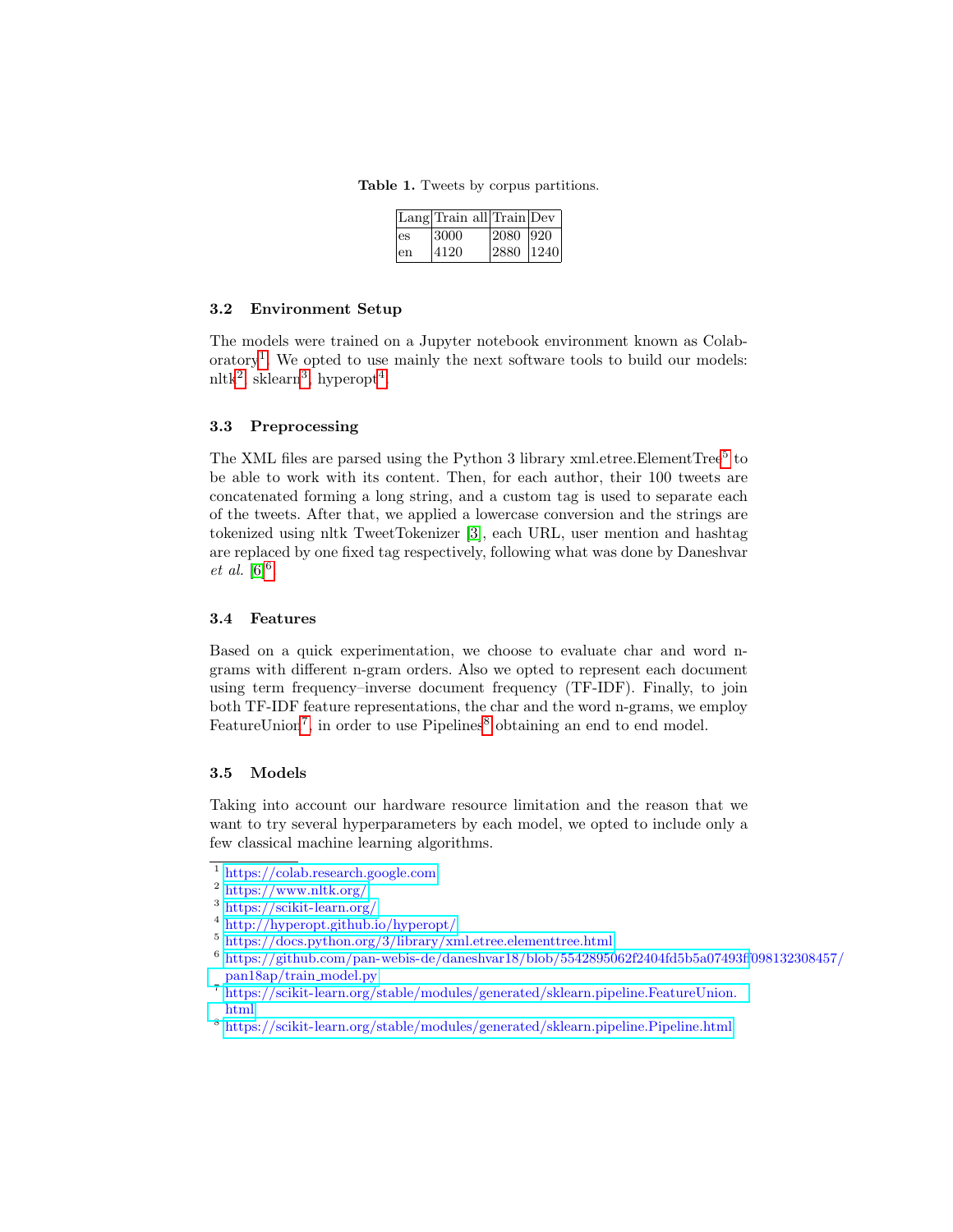**Table 1.** Tweets by corpus partitions.

| Lang | Train all | Train | Dev |
|---|---|---|---|
| es | 3000 | 2080 | 920 |
| en | 4120 | 2880 | 1240 |

### 3.2 Environment Setup

The models were trained on a Jupyter notebook environment known as Colaboratory[1]. We opted to use mainly the next software tools to build our models: nltk[2], sklearn[3], hyperopt[4].

### 3.3 Preprocessing

The XML files are parsed using the Python 3 library xml.etree.ElementTree[5] to be able to work with its content. Then, for each author, their 100 tweets are concatenated forming a long string, and a custom tag is used to separate each of the tweets. After that, we applied a lowercase conversion and the strings are tokenized using nltk TweetTokenizer [3], each URL, user mention and hashtag are replaced by one fixed tag respectively, following what was done by Daneshvar *et al.* [6][6].

### 3.4 Features

Based on a quick experimentation, we choose to evaluate char and word n-grams with different n-gram orders. Also we opted to represent each document using term frequency–inverse document frequency (TF-IDF). Finally, to join both TF-IDF feature representations, the char and the word n-grams, we employ FeatureUnion[7], in order to use Pipelines[8] obtaining an end to end model.

### 3.5 Models

Taking into account our hardware resource limitation and the reason that we want to try several hyperparameters by each model, we opted to include only a few classical machine learning algorithms.

---

[1] https://colab.research.google.com

[2] https://www.nltk.org/

[3] https://scikit-learn.org/

[4] http://hyperopt.github.io/hyperopt/

[5] https://docs.python.org/3/library/xml.etree.elementtree.html

[6] https://github.com/pan-webis-de/daneshvar18/blob/5542895062f2404fd5b5a07493f098132308457/pan18ap/train_model.py

[7] https://scikit-learn.org/stable/modules/generated/sklearn.pipeline.FeatureUnion.html

[8] https://scikit-learn.org/stable/modules/generated/sklearn.pipeline.Pipeline.html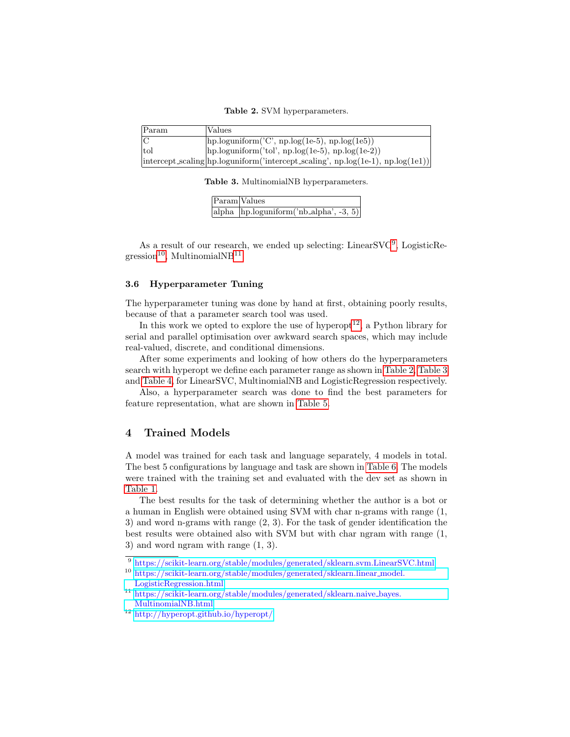**Table 2.** SVM hyperparameters.

| Param | Values |
|---|---|
| C | hp.loguniform('C', np.log(1e-5), np.log(1e5)) |
| tol | hp.loguniform('tol', np.log(1e-5), np.log(1e-2)) |
| intercept_scaling | hp.loguniform('intercept_scaling', np.log(1e-1), np.log(1e1)) |

**Table 3.** MultinomialNB hyperparameters.

| Param | Values |
|---|---|
| alpha | hp.loguniform('nb_alpha', -3, 5) |

As a result of our research, we ended up selecting: LinearSVC[9], LogisticRegression[10], MultinomialNB[11].

### 3.6 Hyperparameter Tuning

The hyperparameter tuning was done by hand at first, obtaining poorly results, because of that a parameter search tool was used.

In this work we opted to explore the use of hyperopt[12], a Python library for serial and parallel optimisation over awkward search spaces, which may include real-valued, discrete, and conditional dimensions.

After some experiments and looking of how others do the hyperparameters search with hyperopt we define each parameter range as shown in Table 2, Table 3 and Table 4, for LinearSVC, MultinomialNB and LogisticRegression respectively.

Also, a hyperparameter search was done to find the best parameters for feature representation, what are shown in Table 5.

## 4 Trained Models

A model was trained for each task and language separately, 4 models in total. The best 5 configurations by language and task are shown in Table 6. The models were trained with the training set and evaluated with the dev set as shown in Table 1.

The best results for the task of determining whether the author is a bot or a human in English were obtained using SVM with char n-grams with range (1, 3) and word n-grams with range (2, 3). For the task of gender identification the best results were obtained also with SVM but with char ngram with range (1, 3) and word ngram with range (1, 3).

[9] https://scikit-learn.org/stable/modules/generated/sklearn.svm.LinearSVC.html

[10] https://scikit-learn.org/stable/modules/generated/sklearn.linear_model.LogisticRegression.html

[11] https://scikit-learn.org/stable/modules/generated/sklearn.naive_bayes.MultinomialNB.html

[12] http://hyperopt.github.io/hyperopt/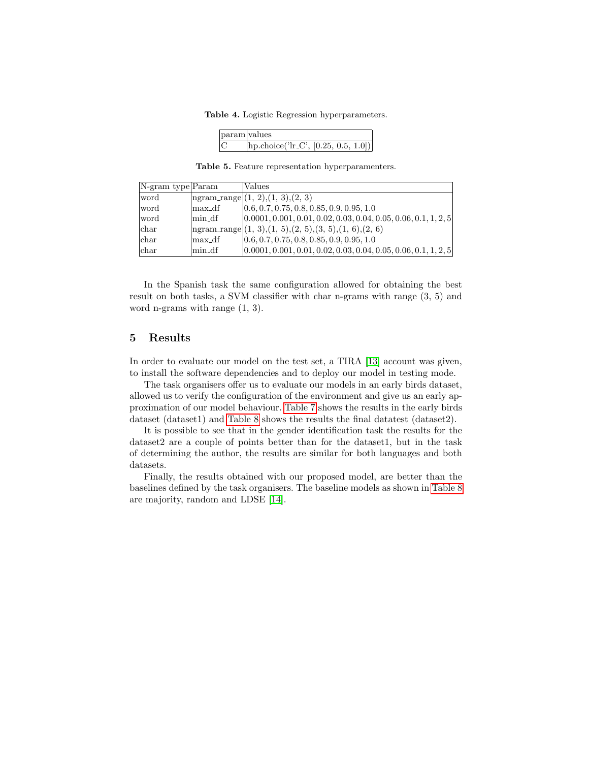**Table 4.** Logistic Regression hyperparameters.

| param | values |
| --- | --- |
| C | hp.choice('lr_C', [0.25, 0.5, 1.0]) |

**Table 5.** Feature representation hyperparamenters.

| N-gram type | Param | Values |
| --- | --- | --- |
| word | ngram_range | (1, 2),(1, 3),(2, 3) |
| word | max_df | 0.6, 0.7, 0.75, 0.8, 0.85, 0.9, 0.95, 1.0 |
| word | min_df | 0.0001, 0.001, 0.01, 0.02, 0.03, 0.04, 0.05, 0.06, 0.1, 1, 2, 5 |
| char | ngram_range | (1, 3),(1, 5),(2, 5),(3, 5),(1, 6),(2, 6) |
| char | max_df | 0.6, 0.7, 0.75, 0.8, 0.85, 0.9, 0.95, 1.0 |
| char | min_df | 0.0001, 0.001, 0.01, 0.02, 0.03, 0.04, 0.05, 0.06, 0.1, 1, 2, 5 |

In the Spanish task the same configuration allowed for obtaining the best result on both tasks, a SVM classifier with char n-grams with range (3, 5) and word n-grams with range (1, 3).

## 5 Results

In order to evaluate our model on the test set, a TIRA [13] account was given, to install the software dependencies and to deploy our model in testing mode.

The task organisers offer us to evaluate our models in an early birds dataset, allowed us to verify the configuration of the environment and give us an early approximation of our model behaviour. Table 7 shows the results in the early birds dataset (dataset1) and Table 8 shows the results the final datatest (dataset2).

It is possible to see that in the gender identification task the results for the dataset2 are a couple of points better than for the dataset1, but in the task of determining the author, the results are similar for both languages and both datasets.

Finally, the results obtained with our proposed model, are better than the baselines defined by the task organisers. The baseline models as shown in Table 8 are majority, random and LDSE [14].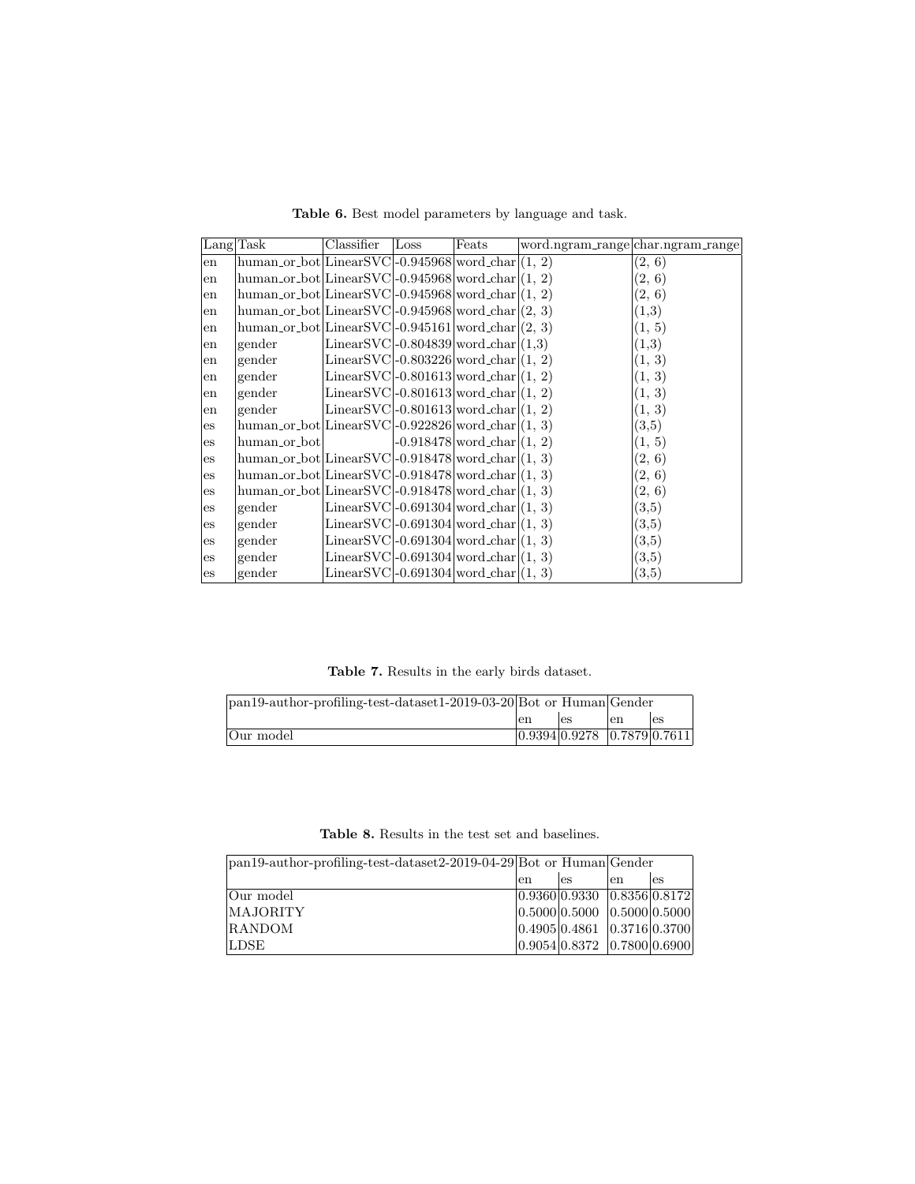**Table 6.** Best model parameters by language and task.

| Lang | Task | Classifier | Loss | Feats | word_ngram_range | char_ngram_range |
|---|---|---|---|---|---|---|
| en | human_or_bot | LinearSVC | -0.945968 | word_char | (1, 2) | (2, 6) |
| en | human_or_bot | LinearSVC | -0.945968 | word_char | (1, 2) | (2, 6) |
| en | human_or_bot | LinearSVC | -0.945968 | word_char | (1, 2) | (2, 6) |
| en | human_or_bot | LinearSVC | -0.945968 | word_char | (2, 3) | (1,3) |
| en | human_or_bot | LinearSVC | -0.945161 | word_char | (2, 3) | (1, 5) |
| en | gender | LinearSVC | -0.804839 | word_char | (1,3) | (1,3) |
| en | gender | LinearSVC | -0.803226 | word_char | (1, 2) | (1, 3) |
| en | gender | LinearSVC | -0.801613 | word_char | (1, 2) | (1, 3) |
| en | gender | LinearSVC | -0.801613 | word_char | (1, 2) | (1, 3) |
| en | gender | LinearSVC | -0.801613 | word_char | (1, 2) | (1, 3) |
| es | human_or_bot | LinearSVC | -0.922826 | word_char | (1, 3) | (3,5) |
| es | human_or_bot | | -0.918478 | word_char | (1, 2) | (1, 5) |
| es | human_or_bot | LinearSVC | -0.918478 | word_char | (1, 3) | (2, 6) |
| es | human_or_bot | LinearSVC | -0.918478 | word_char | (1, 3) | (2, 6) |
| es | human_or_bot | LinearSVC | -0.918478 | word_char | (1, 3) | (2, 6) |
| es | gender | LinearSVC | -0.691304 | word_char | (1, 3) | (3,5) |
| es | gender | LinearSVC | -0.691304 | word_char | (1, 3) | (3,5) |
| es | gender | LinearSVC | -0.691304 | word_char | (1, 3) | (3,5) |
| es | gender | LinearSVC | -0.691304 | word_char | (1, 3) | (3,5) |
| es | gender | LinearSVC | -0.691304 | word_char | (1, 3) | (3,5) |

**Table 7.** Results in the early birds dataset.

| pan19-author-profiling-test-dataset1-2019-03-20 | Bot or Human | | Gender | |
|---|---|---|---|---|
| | en | es | en | es |
| Our model | 0.9394 | 0.9278 | 0.7879 | 0.7611 |

**Table 8.** Results in the test set and baselines.

| pan19-author-profiling-test-dataset2-2019-04-29 | Bot or Human | | Gender | |
|---|---|---|---|---|
| | en | es | en | es |
| Our model | 0.9360 | 0.9330 | 0.8356 | 0.8172 |
| MAJORITY | 0.5000 | 0.5000 | 0.5000 | 0.5000 |
| RANDOM | 0.4905 | 0.4861 | 0.3716 | 0.3700 |
| LDSE | 0.9054 | 0.8372 | 0.7800 | 0.6900 |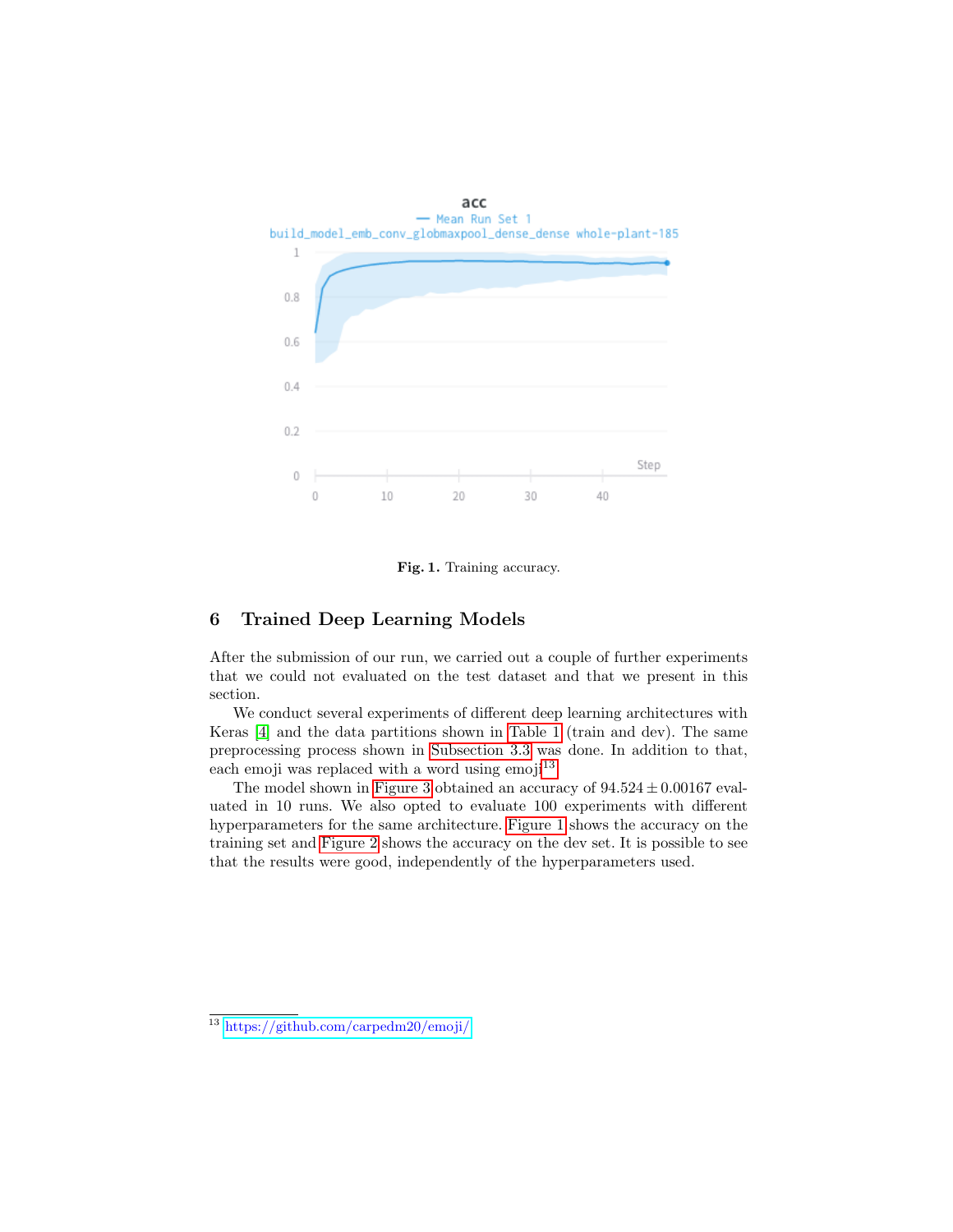Fig. 1. Training accuracy.

## 6 Trained Deep Learning Models

After the submission of our run, we carried out a couple of further experiments that we could not evaluated on the test dataset and that we present in this section.

We conduct several experiments of different deep learning architectures with Keras [4] and the data partitions shown in Table 1 (train and dev). The same preprocessing process shown in Subsection 3.3 was done. In addition to that, each emoji was replaced with a word using emoji[13]

The model shown in Figure 3 obtained an accuracy of $94.524 \pm 0.00167$ evaluated in 10 runs. We also opted to evaluate 100 experiments with different hyperparameters for the same architecture. Figure 1 shows the accuracy on the training set and Figure 2 shows the accuracy on the dev set. It is possible to see that the results were good, independently of the hyperparameters used.

[13] https://github.com/carpedm20/emoji/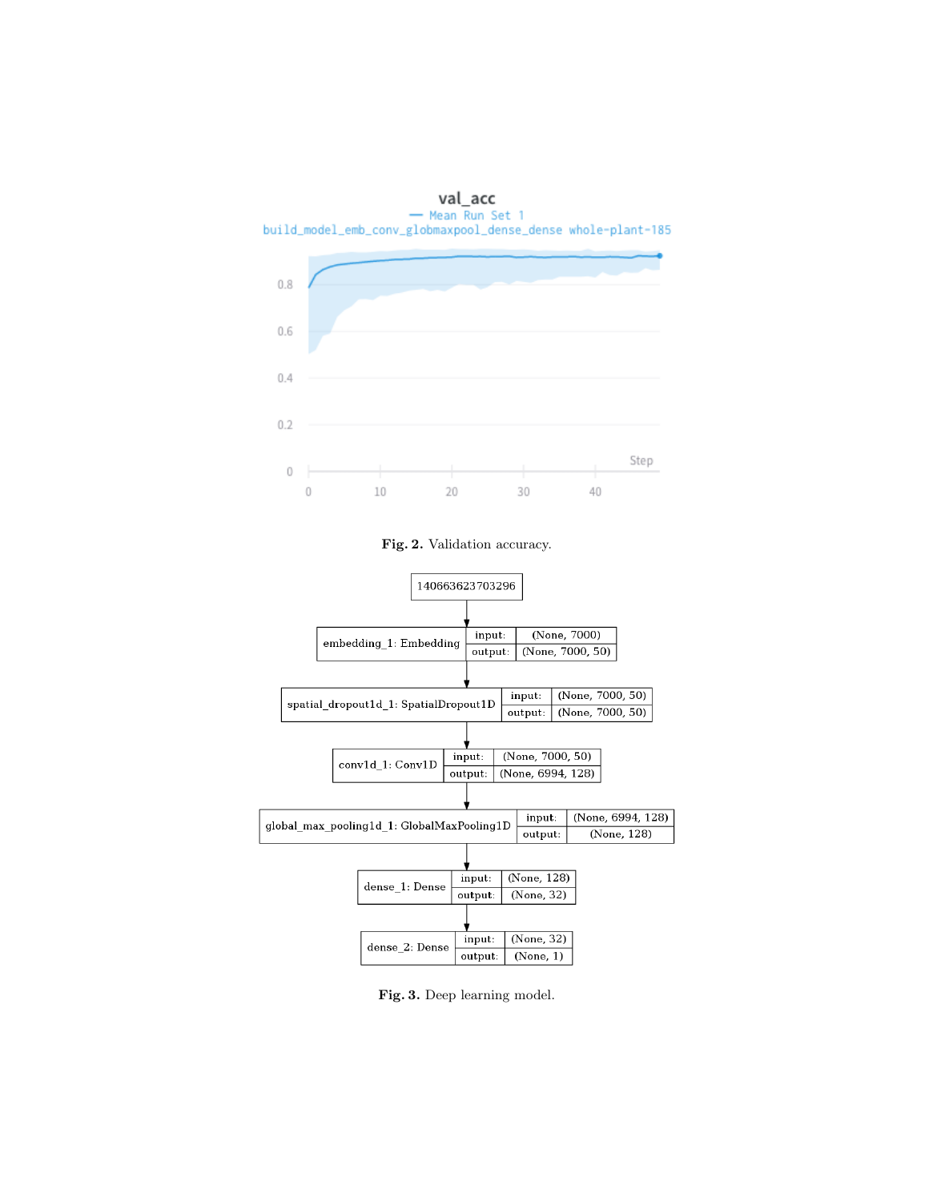Fig. 2. Validation accuracy.

Fig. 3. Deep learning model.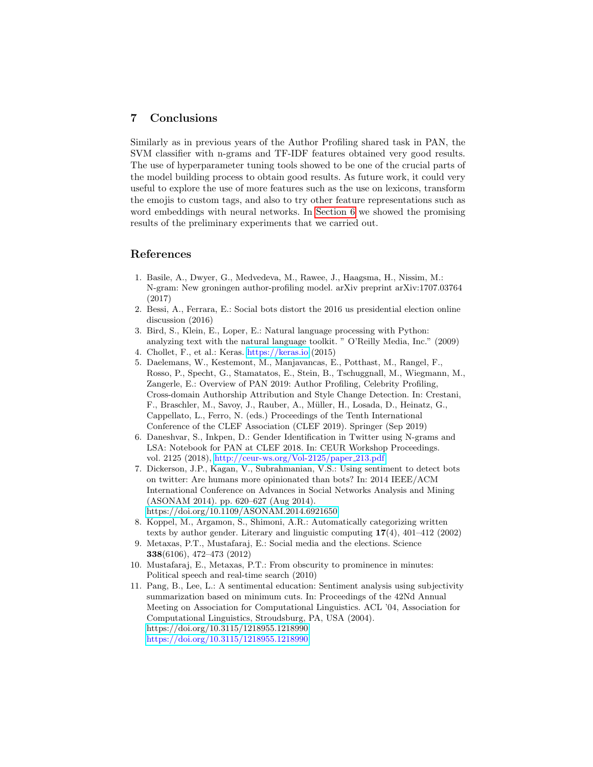## 7 Conclusions

Similarly as in previous years of the Author Profiling shared task in PAN, the SVM classifier with n-grams and TF-IDF features obtained very good results. The use of hyperparameter tuning tools showed to be one of the crucial parts of the model building process to obtain good results. As future work, it could very useful to explore the use of more features such as the use on lexicons, transform the emojis to custom tags, and also to try other feature representations such as word embeddings with neural networks. In Section 6 we showed the promising results of the preliminary experiments that we carried out.

## References

1. Basile, A., Dwyer, G., Medvedeva, M., Rawee, J., Haagsma, H., Nissim, M.: N-gram: New groningen author-profiling model. arXiv preprint arXiv:1707.03764 (2017)
2. Bessi, A., Ferrara, E.: Social bots distort the 2016 us presidential election online discussion (2016)
3. Bird, S., Klein, E., Loper, E.: Natural language processing with Python: analyzing text with the natural language toolkit. " O'Reilly Media, Inc." (2009)
4. Chollet, F., et al.: Keras. https://keras.io (2015)
5. Daelemans, W., Kestemont, M., Manjavancas, E., Potthast, M., Rangel, F., Rosso, P., Specht, G., Stamatatos, E., Stein, B., Tschuggnall, M., Wiegmann, M., Zangerle, E.: Overview of PAN 2019: Author Profiling, Celebrity Profiling, Cross-domain Authorship Attribution and Style Change Detection. In: Crestani, F., Braschler, M., Savoy, J., Rauber, A., Müller, H., Losada, D., Heinatz, G., Cappellato, L., Ferro, N. (eds.) Proceedings of the Tenth International Conference of the CLEF Association (CLEF 2019). Springer (Sep 2019)
6. Daneshvar, S., Inkpen, D.: Gender Identification in Twitter using N-grams and LSA: Notebook for PAN at CLEF 2018. In: CEUR Workshop Proceedings. vol. 2125 (2018), http://ceur-ws.org/Vol-2125/paper_213.pdf
7. Dickerson, J.P., Kagan, V., Subrahmanian, V.S.: Using sentiment to detect bots on twitter: Are humans more opinionated than bots? In: 2014 IEEE/ACM International Conference on Advances in Social Networks Analysis and Mining (ASONAM 2014). pp. 620–627 (Aug 2014). https://doi.org/10.1109/ASONAM.2014.6921650
8. Koppel, M., Argamon, S., Shimoni, A.R.: Automatically categorizing written texts by author gender. Literary and linguistic computing **17**(4), 401–412 (2002)
9. Metaxas, P.T., Mustafaraj, E.: Social media and the elections. Science **338**(6106), 472–473 (2012)
10. Mustafaraj, E., Metaxas, P.T.: From obscurity to prominence in minutes: Political speech and real-time search (2010)
11. Pang, B., Lee, L.: A sentimental education: Sentiment analysis using subjectivity summarization based on minimum cuts. In: Proceedings of the 42Nd Annual Meeting on Association for Computational Linguistics. ACL '04, Association for Computational Linguistics, Stroudsburg, PA, USA (2004). https://doi.org/10.3115/1218955.1218990 https://doi.org/10.3115/1218955.1218990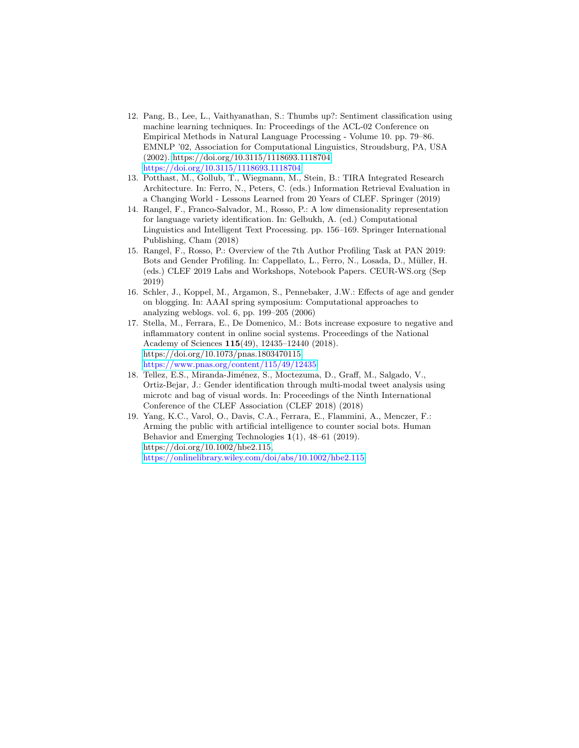12. Pang, B., Lee, L., Vaithyanathan, S.: Thumbs up?: Sentiment classification using machine learning techniques. In: Proceedings of the ACL-02 Conference on Empirical Methods in Natural Language Processing - Volume 10. pp. 79–86. EMNLP '02, Association for Computational Linguistics, Stroudsburg, PA, USA (2002). https://doi.org/10.3115/1118693.1118704, https://doi.org/10.3115/1118693.1118704
13. Potthast, M., Gollub, T., Wiegmann, M., Stein, B.: TIRA Integrated Research Architecture. In: Ferro, N., Peters, C. (eds.) Information Retrieval Evaluation in a Changing World - Lessons Learned from 20 Years of CLEF. Springer (2019)
14. Rangel, F., Franco-Salvador, M., Rosso, P.: A low dimensionality representation for language variety identification. In: Gelbukh, A. (ed.) Computational Linguistics and Intelligent Text Processing. pp. 156–169. Springer International Publishing, Cham (2018)
15. Rangel, F., Rosso, P.: Overview of the 7th Author Profiling Task at PAN 2019: Bots and Gender Profiling. In: Cappellato, L., Ferro, N., Losada, D., Müller, H. (eds.) CLEF 2019 Labs and Workshops, Notebook Papers. CEUR-WS.org (Sep 2019)
16. Schler, J., Koppel, M., Argamon, S., Pennebaker, J.W.: Effects of age and gender on blogging. In: AAAI spring symposium: Computational approaches to analyzing weblogs. vol. 6, pp. 199–205 (2006)
17. Stella, M., Ferrara, E., De Domenico, M.: Bots increase exposure to negative and inflammatory content in online social systems. Proceedings of the National Academy of Sciences **115**(49), 12435–12440 (2018). https://doi.org/10.1073/pnas.1803470115, https://www.pnas.org/content/115/49/12435
18. Tellez, E.S., Miranda-Jiménez, S., Moctezuma, D., Graff, M., Salgado, V., Ortiz-Bejar, J.: Gender identification through multi-modal tweet analysis using microtc and bag of visual words. In: Proceedings of the Ninth International Conference of the CLEF Association (CLEF 2018) (2018)
19. Yang, K.C., Varol, O., Davis, C.A., Ferrara, E., Flammini, A., Menczer, F.: Arming the public with artificial intelligence to counter social bots. Human Behavior and Emerging Technologies **1**(1), 48–61 (2019). https://doi.org/10.1002/hbe2.115, https://onlinelibrary.wiley.com/doi/abs/10.1002/hbe2.115